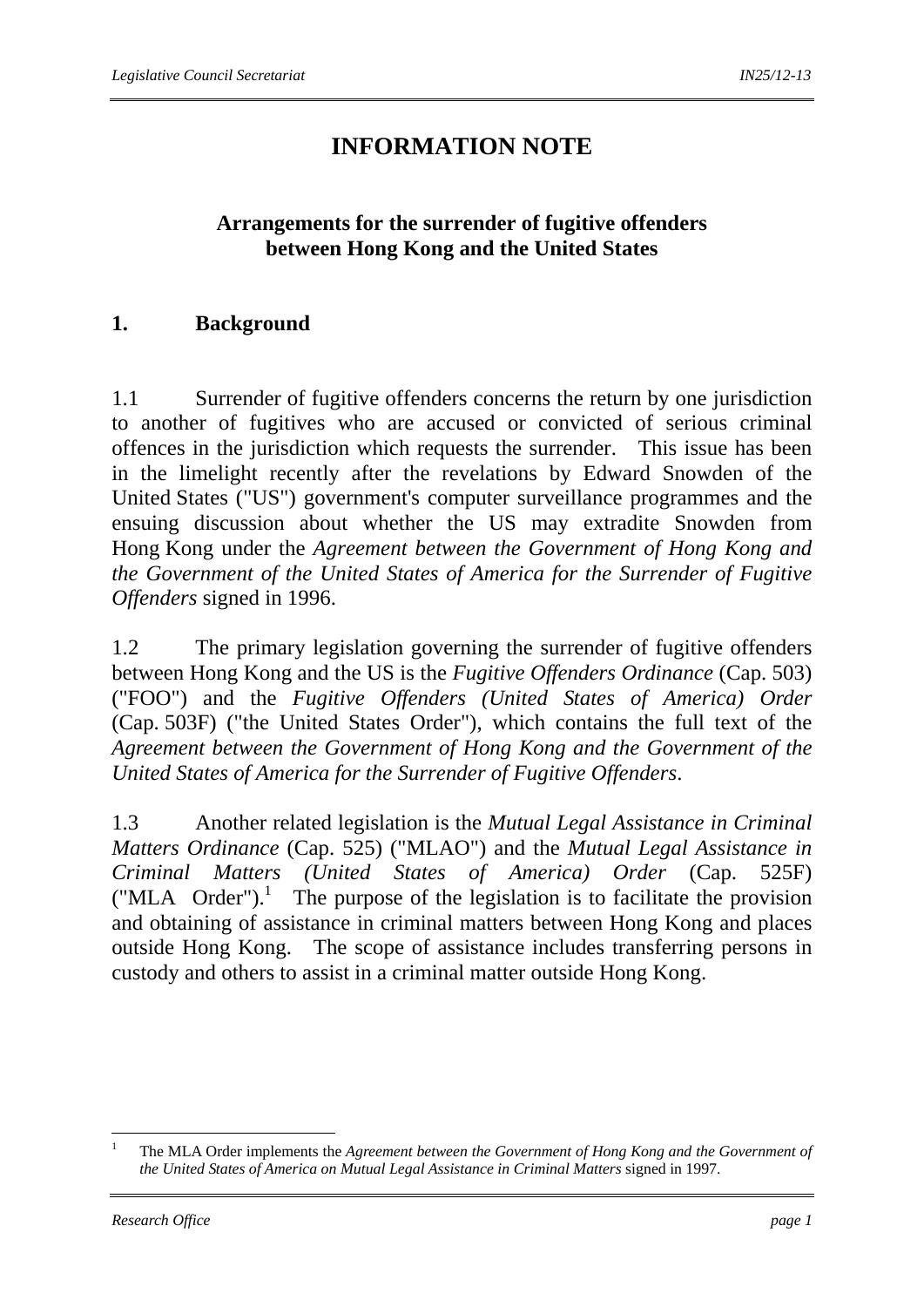# INFORMATION NOTE

## Arrangements for the surrender of fugitive offenders between Hong Kong and the United States

### 1. Background

1.1 Surrender of fugitive offenders concerns the return by one jurisdiction to another of fugitives who are accused or convicted of serious criminal offences in the jurisdiction which requests the surrender. This issue has been in the limelight recently after the revelations by Edward Snowden of the United States ("US") government's computer surveillance programmes and the ensuing discussion about whether the US may extradite Snowden from Hong Kong under the *Agreement between the Government of Hong Kong and the Government of the United States of America for the Surrender of Fugitive Offenders* signed in 1996.

1.2 The primary legislation governing the surrender of fugitive offenders between Hong Kong and the US is the *Fugitive Offenders Ordinance* (Cap. 503) ("FOO") and the *Fugitive Offenders (United States of America) Order* (Cap. 503F) ("the United States Order"), which contains the full text of the *Agreement between the Government of Hong Kong and the Government of the United States of America for the Surrender of Fugitive Offenders*.

1.3 Another related legislation is the *Mutual Legal Assistance in Criminal Matters Ordinance* (Cap. 525) ("MLAO") and the *Mutual Legal Assistance in Criminal Matters (United States of America) Order* (Cap. 525F) ("MLA Order").[1] The purpose of the legislation is to facilitate the provision and obtaining of assistance in criminal matters between Hong Kong and places outside Hong Kong. The scope of assistance includes transferring persons in custody and others to assist in a criminal matter outside Hong Kong.

---

[1] The MLA Order implements the *Agreement between the Government of Hong Kong and the Government of the United States of America on Mutual Legal Assistance in Criminal Matters* signed in 1997.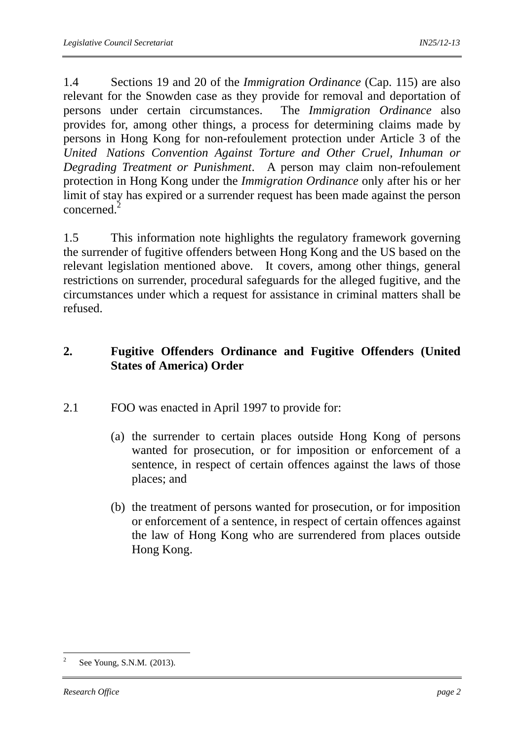1.4 Sections 19 and 20 of the *Immigration Ordinance* (Cap. 115) are also relevant for the Snowden case as they provide for removal and deportation of persons under certain circumstances. The *Immigration Ordinance* also provides for, among other things, a process for determining claims made by persons in Hong Kong for non-refoulement protection under Article 3 of the *United Nations Convention Against Torture and Other Cruel, Inhuman or Degrading Treatment or Punishment*. A person may claim non-refoulement protection in Hong Kong under the *Immigration Ordinance* only after his or her limit of stay has expired or a surrender request has been made against the person concerned.[2]

1.5 This information note highlights the regulatory framework governing the surrender of fugitive offenders between Hong Kong and the US based on the relevant legislation mentioned above. It covers, among other things, general restrictions on surrender, procedural safeguards for the alleged fugitive, and the circumstances under which a request for assistance in criminal matters shall be refused.

## 2. Fugitive Offenders Ordinance and Fugitive Offenders (United States of America) Order

2.1 FOO was enacted in April 1997 to provide for:

(a) the surrender to certain places outside Hong Kong of persons wanted for prosecution, or for imposition or enforcement of a sentence, in respect of certain offences against the laws of those places; and

(b) the treatment of persons wanted for prosecution, or for imposition or enforcement of a sentence, in respect of certain offences against the law of Hong Kong who are surrendered from places outside Hong Kong.

---

[2] See Young, S.N.M. (2013).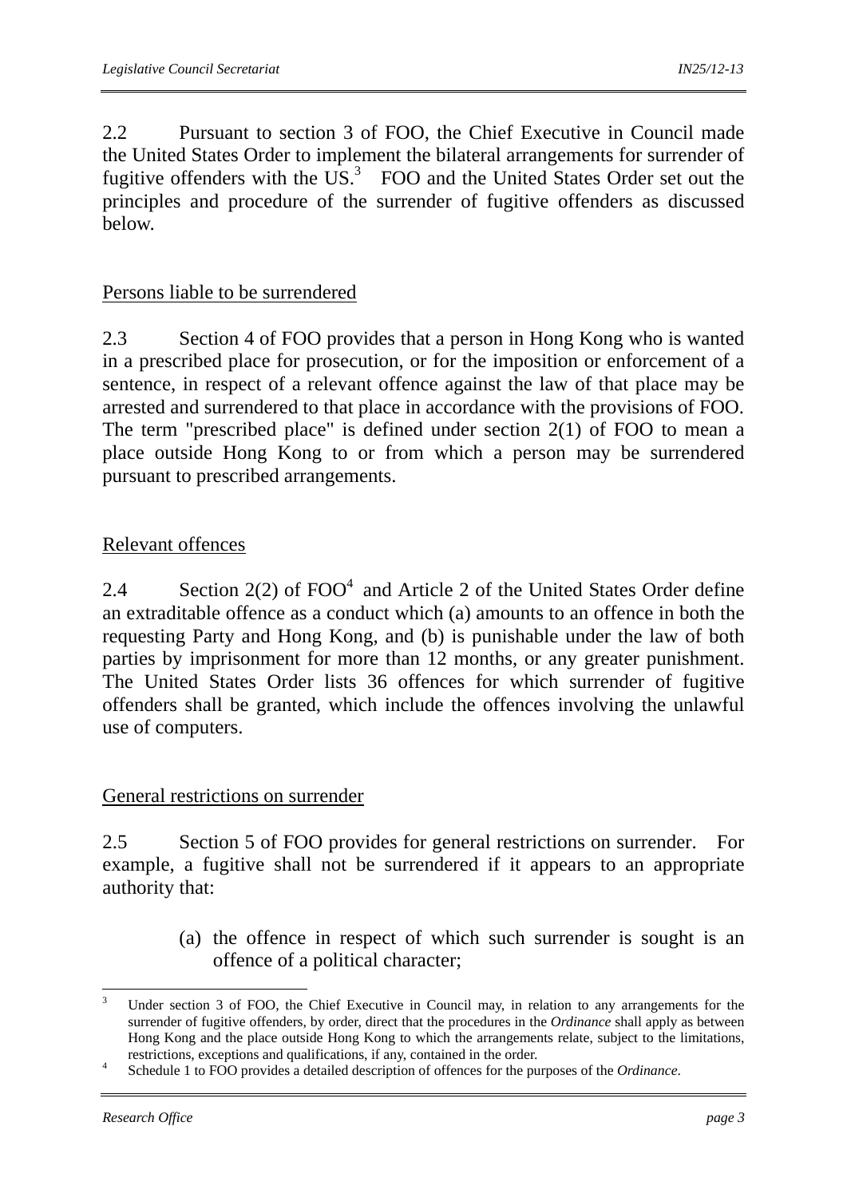2.2 Pursuant to section 3 of FOO, the Chief Executive in Council made the United States Order to implement the bilateral arrangements for surrender of fugitive offenders with the US.[3] FOO and the United States Order set out the principles and procedure of the surrender of fugitive offenders as discussed below.

Persons liable to be surrendered

2.3 Section 4 of FOO provides that a person in Hong Kong who is wanted in a prescribed place for prosecution, or for the imposition or enforcement of a sentence, in respect of a relevant offence against the law of that place may be arrested and surrendered to that place in accordance with the provisions of FOO. The term "prescribed place" is defined under section 2(1) of FOO to mean a place outside Hong Kong to or from which a person may be surrendered pursuant to prescribed arrangements.

Relevant offences

2.4 Section 2(2) of FOO[4] and Article 2 of the United States Order define an extraditable offence as a conduct which (a) amounts to an offence in both the requesting Party and Hong Kong, and (b) is punishable under the law of both parties by imprisonment for more than 12 months, or any greater punishment. The United States Order lists 36 offences for which surrender of fugitive offenders shall be granted, which include the offences involving the unlawful use of computers.

General restrictions on surrender

2.5 Section 5 of FOO provides for general restrictions on surrender. For example, a fugitive shall not be surrendered if it appears to an appropriate authority that:

(a) the offence in respect of which such surrender is sought is an offence of a political character;

---

[3] Under section 3 of FOO, the Chief Executive in Council may, in relation to any arrangements for the surrender of fugitive offenders, by order, direct that the procedures in the *Ordinance* shall apply as between Hong Kong and the place outside Hong Kong to which the arrangements relate, subject to the limitations, restrictions, exceptions and qualifications, if any, contained in the order.

[4] Schedule 1 to FOO provides a detailed description of offences for the purposes of the *Ordinance*.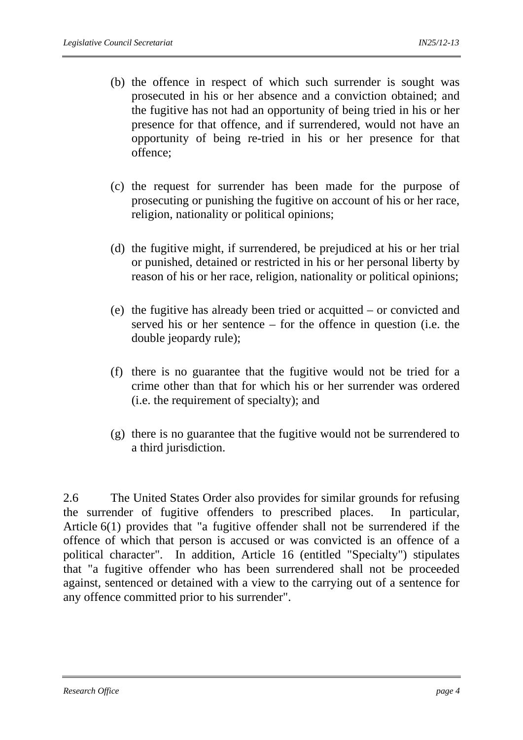(b) the offence in respect of which such surrender is sought was prosecuted in his or her absence and a conviction obtained; and the fugitive has not had an opportunity of being tried in his or her presence for that offence, and if surrendered, would not have an opportunity of being re-tried in his or her presence for that offence;

(c) the request for surrender has been made for the purpose of prosecuting or punishing the fugitive on account of his or her race, religion, nationality or political opinions;

(d) the fugitive might, if surrendered, be prejudiced at his or her trial or punished, detained or restricted in his or her personal liberty by reason of his or her race, religion, nationality or political opinions;

(e) the fugitive has already been tried or acquitted – or convicted and served his or her sentence – for the offence in question (i.e. the double jeopardy rule);

(f) there is no guarantee that the fugitive would not be tried for a crime other than that for which his or her surrender was ordered (i.e. the requirement of specialty); and

(g) there is no guarantee that the fugitive would not be surrendered to a third jurisdiction.

2.6 The United States Order also provides for similar grounds for refusing the surrender of fugitive offenders to prescribed places. In particular, Article 6(1) provides that "a fugitive offender shall not be surrendered if the offence of which that person is accused or was convicted is an offence of a political character". In addition, Article 16 (entitled "Specialty") stipulates that "a fugitive offender who has been surrendered shall not be proceeded against, sentenced or detained with a view to the carrying out of a sentence for any offence committed prior to his surrender".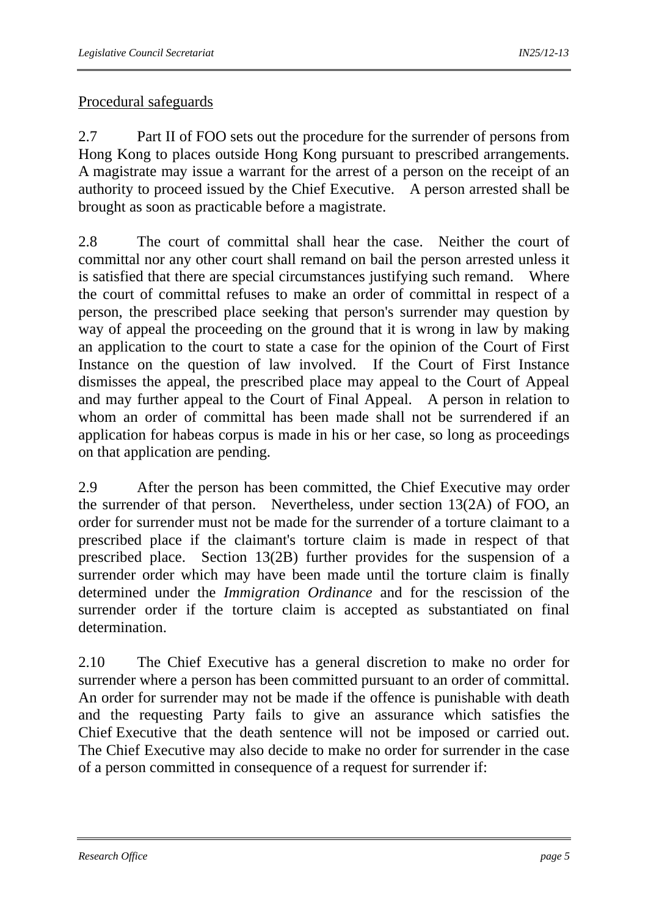Procedural safeguards

2.7 Part II of FOO sets out the procedure for the surrender of persons from Hong Kong to places outside Hong Kong pursuant to prescribed arrangements. A magistrate may issue a warrant for the arrest of a person on the receipt of an authority to proceed issued by the Chief Executive. A person arrested shall be brought as soon as practicable before a magistrate.

2.8 The court of committal shall hear the case. Neither the court of committal nor any other court shall remand on bail the person arrested unless it is satisfied that there are special circumstances justifying such remand. Where the court of committal refuses to make an order of committal in respect of a person, the prescribed place seeking that person's surrender may question by way of appeal the proceeding on the ground that it is wrong in law by making an application to the court to state a case for the opinion of the Court of First Instance on the question of law involved. If the Court of First Instance dismisses the appeal, the prescribed place may appeal to the Court of Appeal and may further appeal to the Court of Final Appeal. A person in relation to whom an order of committal has been made shall not be surrendered if an application for habeas corpus is made in his or her case, so long as proceedings on that application are pending.

2.9 After the person has been committed, the Chief Executive may order the surrender of that person. Nevertheless, under section 13(2A) of FOO, an order for surrender must not be made for the surrender of a torture claimant to a prescribed place if the claimant's torture claim is made in respect of that prescribed place. Section 13(2B) further provides for the suspension of a surrender order which may have been made until the torture claim is finally determined under the *Immigration Ordinance* and for the rescission of the surrender order if the torture claim is accepted as substantiated on final determination.

2.10 The Chief Executive has a general discretion to make no order for surrender where a person has been committed pursuant to an order of committal. An order for surrender may not be made if the offence is punishable with death and the requesting Party fails to give an assurance which satisfies the Chief Executive that the death sentence will not be imposed or carried out. The Chief Executive may also decide to make no order for surrender in the case of a person committed in consequence of a request for surrender if: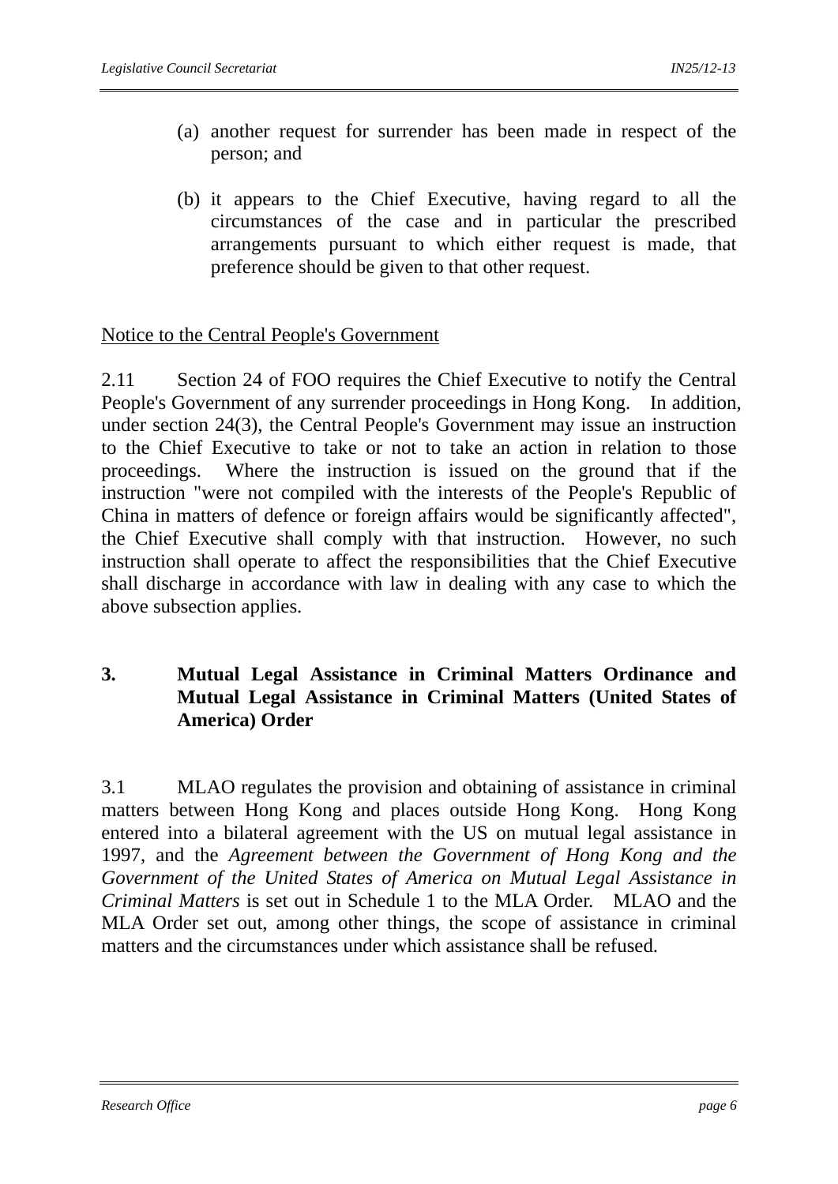(a) another request for surrender has been made in respect of the person; and

(b) it appears to the Chief Executive, having regard to all the circumstances of the case and in particular the prescribed arrangements pursuant to which either request is made, that preference should be given to that other request.

Notice to the Central People's Government

2.11 Section 24 of FOO requires the Chief Executive to notify the Central People's Government of any surrender proceedings in Hong Kong. In addition, under section 24(3), the Central People's Government may issue an instruction to the Chief Executive to take or not to take an action in relation to those proceedings. Where the instruction is issued on the ground that if the instruction "were not compiled with the interests of the People's Republic of China in matters of defence or foreign affairs would be significantly affected", the Chief Executive shall comply with that instruction. However, no such instruction shall operate to affect the responsibilities that the Chief Executive shall discharge in accordance with law in dealing with any case to which the above subsection applies.

## 3. Mutual Legal Assistance in Criminal Matters Ordinance and Mutual Legal Assistance in Criminal Matters (United States of America) Order

3.1 MLAO regulates the provision and obtaining of assistance in criminal matters between Hong Kong and places outside Hong Kong. Hong Kong entered into a bilateral agreement with the US on mutual legal assistance in 1997, and the *Agreement between the Government of Hong Kong and the Government of the United States of America on Mutual Legal Assistance in Criminal Matters* is set out in Schedule 1 to the MLA Order. MLAO and the MLA Order set out, among other things, the scope of assistance in criminal matters and the circumstances under which assistance shall be refused.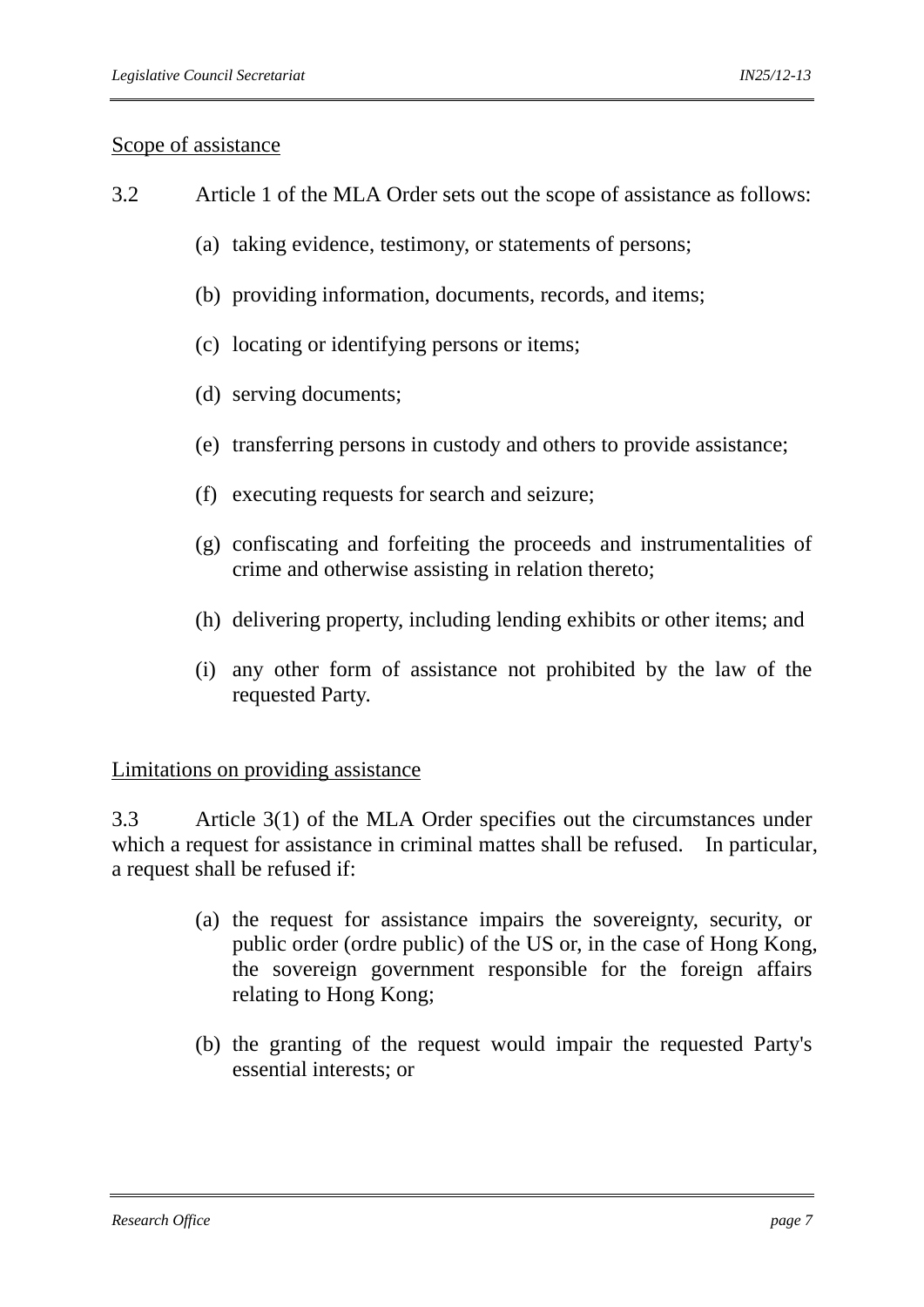Scope of assistance

3.2 Article 1 of the MLA Order sets out the scope of assistance as follows:

(a) taking evidence, testimony, or statements of persons;

(b) providing information, documents, records, and items;

(c) locating or identifying persons or items;

(d) serving documents;

(e) transferring persons in custody and others to provide assistance;

(f) executing requests for search and seizure;

(g) confiscating and forfeiting the proceeds and instrumentalities of crime and otherwise assisting in relation thereto;

(h) delivering property, including lending exhibits or other items; and

(i) any other form of assistance not prohibited by the law of the requested Party.

Limitations on providing assistance

3.3 Article 3(1) of the MLA Order specifies out the circumstances under which a request for assistance in criminal mattes shall be refused. In particular, a request shall be refused if:

(a) the request for assistance impairs the sovereignty, security, or public order (ordre public) of the US or, in the case of Hong Kong, the sovereign government responsible for the foreign affairs relating to Hong Kong;

(b) the granting of the request would impair the requested Party's essential interests; or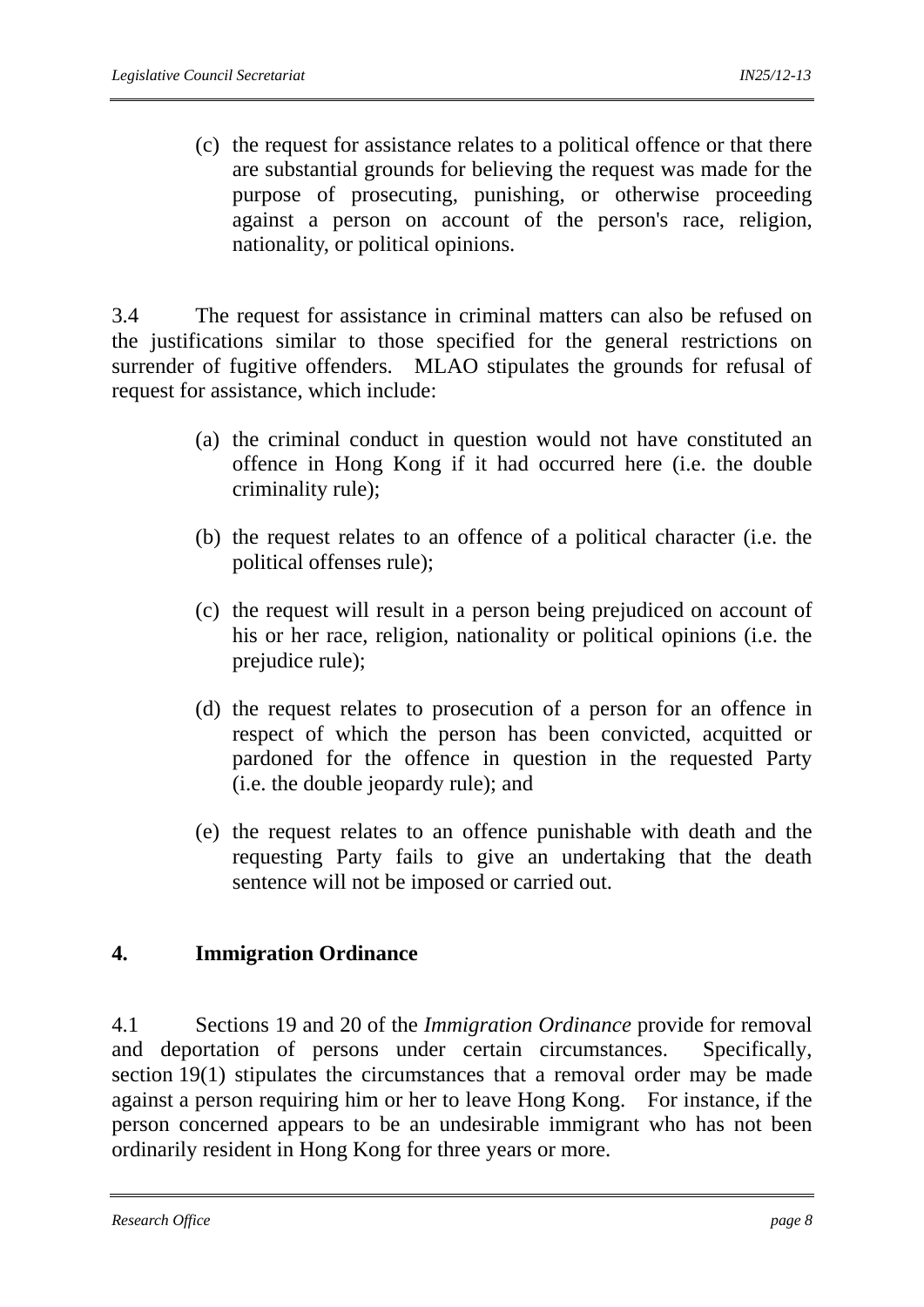(c) the request for assistance relates to a political offence or that there are substantial grounds for believing the request was made for the purpose of prosecuting, punishing, or otherwise proceeding against a person on account of the person's race, religion, nationality, or political opinions.

3.4 The request for assistance in criminal matters can also be refused on the justifications similar to those specified for the general restrictions on surrender of fugitive offenders. MLAO stipulates the grounds for refusal of request for assistance, which include:

(a) the criminal conduct in question would not have constituted an offence in Hong Kong if it had occurred here (i.e. the double criminality rule);

(b) the request relates to an offence of a political character (i.e. the political offenses rule);

(c) the request will result in a person being prejudiced on account of his or her race, religion, nationality or political opinions (i.e. the prejudice rule);

(d) the request relates to prosecution of a person for an offence in respect of which the person has been convicted, acquitted or pardoned for the offence in question in the requested Party (i.e. the double jeopardy rule); and

(e) the request relates to an offence punishable with death and the requesting Party fails to give an undertaking that the death sentence will not be imposed or carried out.

## 4. Immigration Ordinance

4.1 Sections 19 and 20 of the *Immigration Ordinance* provide for removal and deportation of persons under certain circumstances. Specifically, section 19(1) stipulates the circumstances that a removal order may be made against a person requiring him or her to leave Hong Kong. For instance, if the person concerned appears to be an undesirable immigrant who has not been ordinarily resident in Hong Kong for three years or more.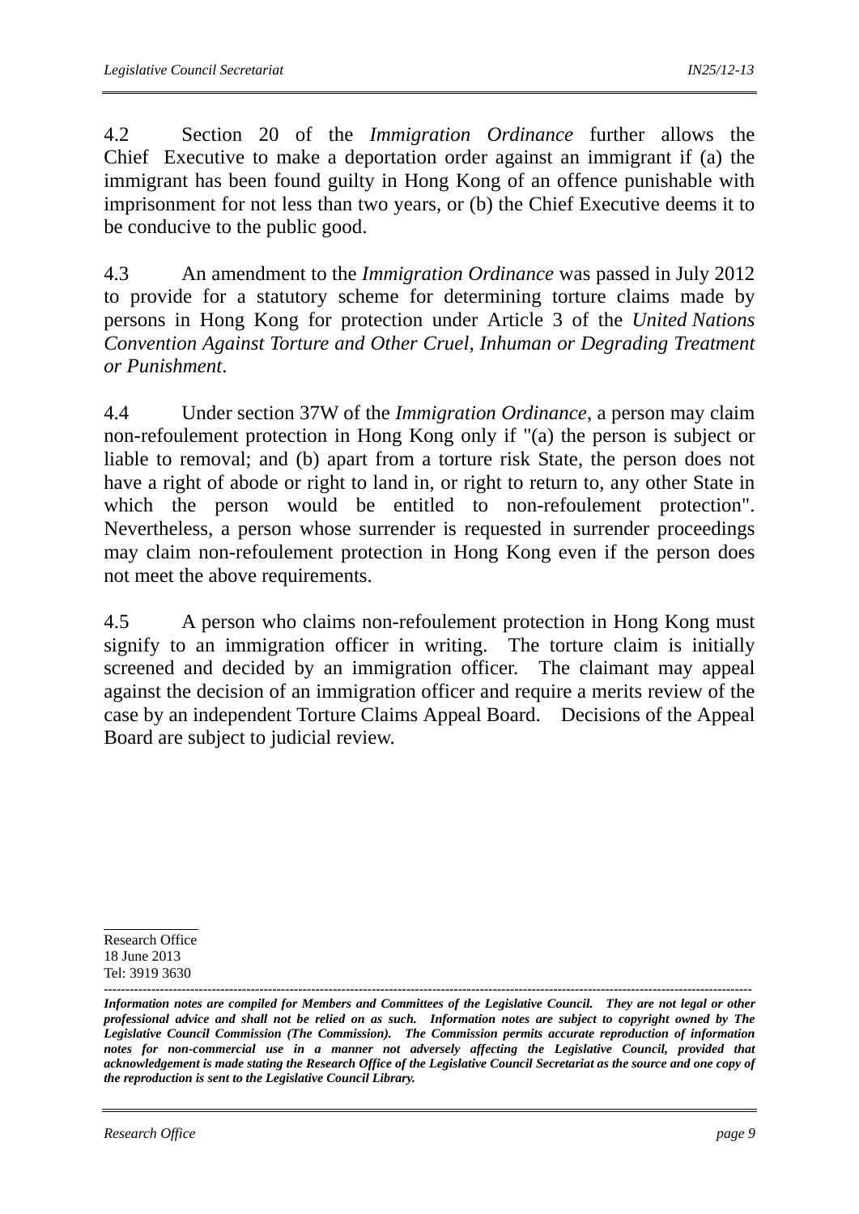4.2 Section 20 of the *Immigration Ordinance* further allows the Chief Executive to make a deportation order against an immigrant if (a) the immigrant has been found guilty in Hong Kong of an offence punishable with imprisonment for not less than two years, or (b) the Chief Executive deems it to be conducive to the public good.

4.3 An amendment to the *Immigration Ordinance* was passed in July 2012 to provide for a statutory scheme for determining torture claims made by persons in Hong Kong for protection under Article 3 of the *United Nations Convention Against Torture and Other Cruel, Inhuman or Degrading Treatment or Punishment*.

4.4 Under section 37W of the *Immigration Ordinance*, a person may claim non-refoulement protection in Hong Kong only if "(a) the person is subject or liable to removal; and (b) apart from a torture risk State, the person does not have a right of abode or right to land in, or right to return to, any other State in which the person would be entitled to non-refoulement protection". Nevertheless, a person whose surrender is requested in surrender proceedings may claim non-refoulement protection in Hong Kong even if the person does not meet the above requirements.

4.5 A person who claims non-refoulement protection in Hong Kong must signify to an immigration officer in writing. The torture claim is initially screened and decided by an immigration officer. The claimant may appeal against the decision of an immigration officer and require a merits review of the case by an independent Torture Claims Appeal Board. Decisions of the Appeal Board are subject to judicial review.

---

Research Office
18 June 2013
Tel: 3919 3630

---

***Information notes are compiled for Members and Committees of the Legislative Council. They are not legal or other professional advice and shall not be relied on as such. Information notes are subject to copyright owned by The Legislative Council Commission (The Commission). The Commission permits accurate reproduction of information notes for non-commercial use in a manner not adversely affecting the Legislative Council, provided that acknowledgement is made stating the Research Office of the Legislative Council Secretariat as the source and one copy of the reproduction is sent to the Legislative Council Library.***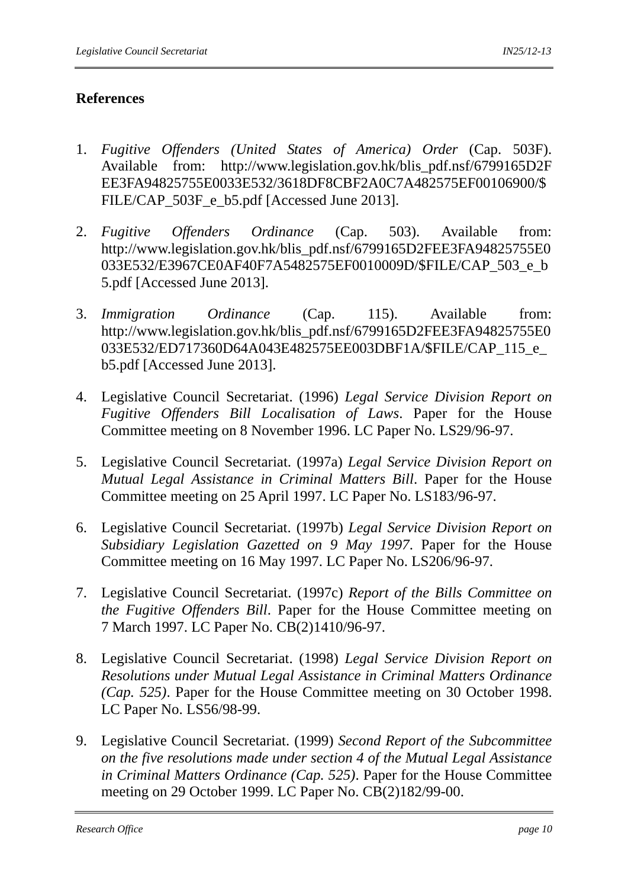## References

1. *Fugitive Offenders (United States of America) Order* (Cap. 503F). Available from: http://www.legislation.gov.hk/blis_pdf.nsf/6799165D2FEE3FA94825755E0033E532/3618DF8CBF2A0C7A482575EF00106900/$FILE/CAP_503F_e_b5.pdf [Accessed June 2013].

2. *Fugitive Offenders Ordinance* (Cap. 503). Available from: http://www.legislation.gov.hk/blis_pdf.nsf/6799165D2FEE3FA94825755E0033E532/E3967CE0AF40F7A5482575EF0010009D/$FILE/CAP_503_e_b5.pdf [Accessed June 2013].

3. *Immigration Ordinance* (Cap. 115). Available from: http://www.legislation.gov.hk/blis_pdf.nsf/6799165D2FEE3FA94825755E0033E532/ED717360D64A043E482575EE003DBF1A/$FILE/CAP_115_e_b5.pdf [Accessed June 2013].

4. Legislative Council Secretariat. (1996) *Legal Service Division Report on Fugitive Offenders Bill Localisation of Laws*. Paper for the House Committee meeting on 8 November 1996. LC Paper No. LS29/96-97.

5. Legislative Council Secretariat. (1997a) *Legal Service Division Report on Mutual Legal Assistance in Criminal Matters Bill*. Paper for the House Committee meeting on 25 April 1997. LC Paper No. LS183/96-97.

6. Legislative Council Secretariat. (1997b) *Legal Service Division Report on Subsidiary Legislation Gazetted on 9 May 1997*. Paper for the House Committee meeting on 16 May 1997. LC Paper No. LS206/96-97.

7. Legislative Council Secretariat. (1997c) *Report of the Bills Committee on the Fugitive Offenders Bill*. Paper for the House Committee meeting on 7 March 1997. LC Paper No. CB(2)1410/96-97.

8. Legislative Council Secretariat. (1998) *Legal Service Division Report on Resolutions under Mutual Legal Assistance in Criminal Matters Ordinance (Cap. 525)*. Paper for the House Committee meeting on 30 October 1998. LC Paper No. LS56/98-99.

9. Legislative Council Secretariat. (1999) *Second Report of the Subcommittee on the five resolutions made under section 4 of the Mutual Legal Assistance in Criminal Matters Ordinance (Cap. 525)*. Paper for the House Committee meeting on 29 October 1999. LC Paper No. CB(2)182/99-00.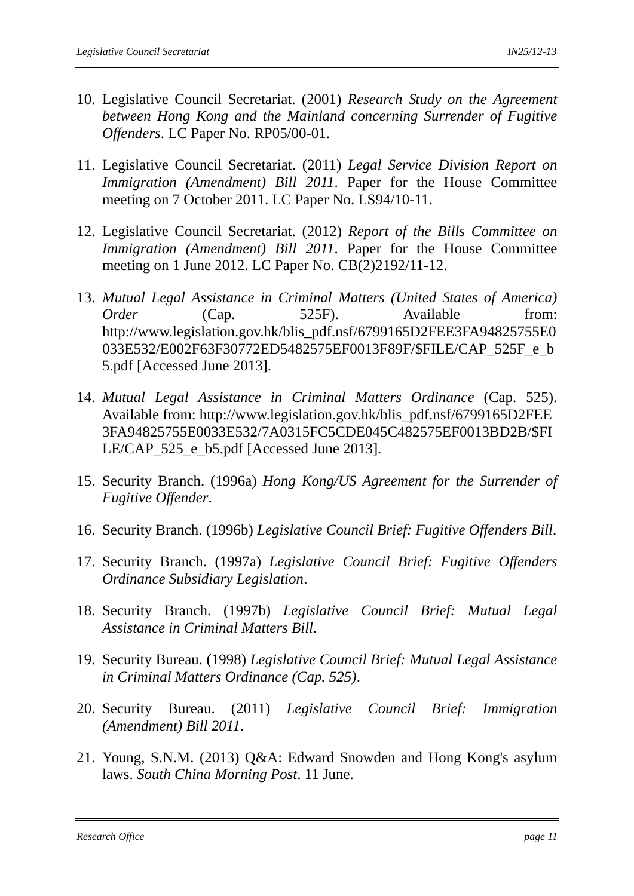10. Legislative Council Secretariat. (2001) *Research Study on the Agreement between Hong Kong and the Mainland concerning Surrender of Fugitive Offenders*. LC Paper No. RP05/00-01.

11. Legislative Council Secretariat. (2011) *Legal Service Division Report on Immigration (Amendment) Bill 2011*. Paper for the House Committee meeting on 7 October 2011. LC Paper No. LS94/10-11.

12. Legislative Council Secretariat. (2012) *Report of the Bills Committee on Immigration (Amendment) Bill 2011*. Paper for the House Committee meeting on 1 June 2012. LC Paper No. CB(2)2192/11-12.

13. *Mutual Legal Assistance in Criminal Matters (United States of America) Order* (Cap. 525F). Available from: http://www.legislation.gov.hk/blis_pdf.nsf/6799165D2FEE3FA94825755E0033E532/E002F63F30772ED5482575EF0013F89F/$FILE/CAP_525F_e_b5.pdf [Accessed June 2013].

14. *Mutual Legal Assistance in Criminal Matters Ordinance* (Cap. 525). Available from: http://www.legislation.gov.hk/blis_pdf.nsf/6799165D2FEE3FA94825755E0033E532/7A0315FC5CDE045C482575EF0013BD2B/$FILE/CAP_525_e_b5.pdf [Accessed June 2013].

15. Security Branch. (1996a) *Hong Kong/US Agreement for the Surrender of Fugitive Offender*.

16. Security Branch. (1996b) *Legislative Council Brief: Fugitive Offenders Bill*.

17. Security Branch. (1997a) *Legislative Council Brief: Fugitive Offenders Ordinance Subsidiary Legislation*.

18. Security Branch. (1997b) *Legislative Council Brief: Mutual Legal Assistance in Criminal Matters Bill*.

19. Security Bureau. (1998) *Legislative Council Brief: Mutual Legal Assistance in Criminal Matters Ordinance (Cap. 525)*.

20. Security Bureau. (2011) *Legislative Council Brief: Immigration (Amendment) Bill 2011*.

21. Young, S.N.M. (2013) Q&A: Edward Snowden and Hong Kong's asylum laws. *South China Morning Post*. 11 June.